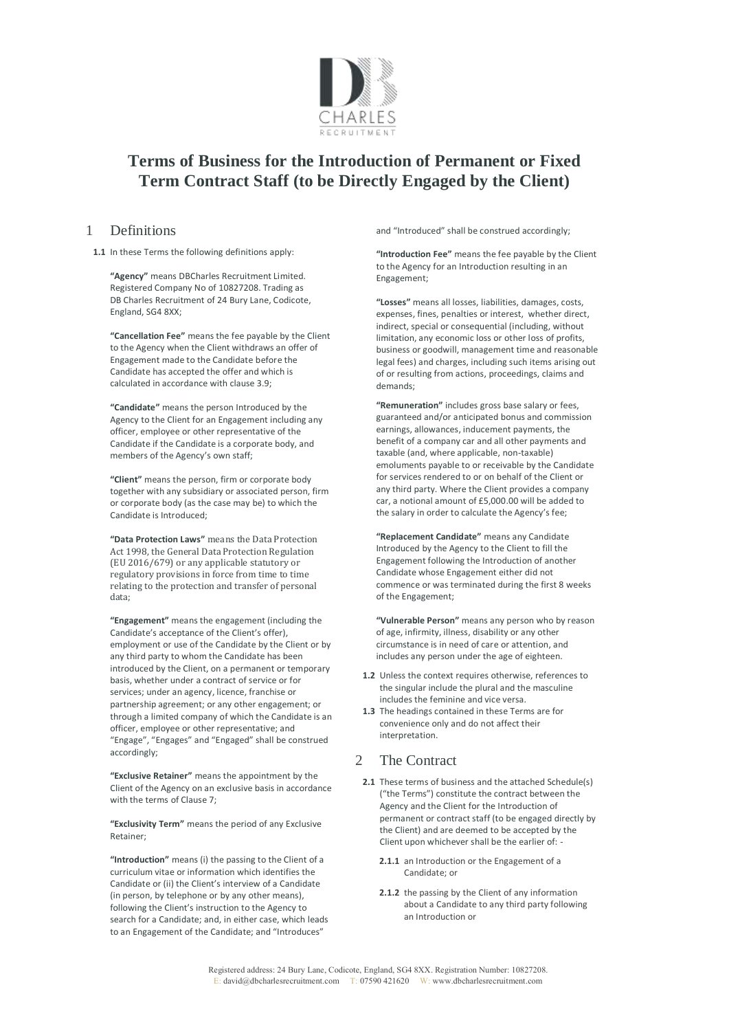# Terms of Business for the Introduction of Permanent or Fixed Term Contract Staff (to be Directly Engaged by the Client)

## 1 Definitions

**1.1** In these Terms the following definitions apply:

**"Agency"** means DBCharles Recruitment Limited. Registered Company No of 10827208. Trading as DB Charles Recruitment of 24 Bury Lane, Codicote, England, SG4 8XX;

**"Cancellation Fee"** means the fee payable by the Client to the Agency when the Client withdraws an offer of Engagement made to the Candidate before the Candidate has accepted the offer and which is calculated in accordance with clause 3.9;

**"Candidate"** means the person Introduced by the Agency to the Client for an Engagement including any officer, employee or other representative of the Candidate if the Candidate is a corporate body, and members of the Agency's own staff;

**"Client"** means the person, firm or corporate body together with any subsidiary or associated person, firm or corporate body (as the case may be) to which the Candidate is Introduced;

**"Data Protection Laws"** means the Data Protection Act 1998, the General Data Protection Regulation (EU 2016/679) or any applicable statutory or regulatory provisions in force from time to time relating to the protection and transfer of personal data;

**"Engagement"** means the engagement (including the Candidate's acceptance of the Client's offer), employment or use of the Candidate by the Client or by any third party to whom the Candidate has been introduced by the Client, on a permanent or temporary basis, whether under a contract of service or for services; under an agency, licence, franchise or partnership agreement; or any other engagement; or through a limited company of which the Candidate is an officer, employee or other representative; and "Engage", "Engages" and "Engaged" shall be construed accordingly;

**"Exclusive Retainer"** means the appointment by the Client of the Agency on an exclusive basis in accordance with the terms of Clause 7;

**"Exclusivity Term"** means the period of any Exclusive Retainer;

**"Introduction"** means (i) the passing to the Client of a curriculum vitae or information which identifies the Candidate or (ii) the Client's interview of a Candidate (in person, by telephone or by any other means), following the Client's instruction to the Agency to search for a Candidate; and, in either case, which leads to an Engagement of the Candidate; and "Introduces" and "Introduced" shall be construed accordingly;

**"Introduction Fee"** means the fee payable by the Client to the Agency for an Introduction resulting in an Engagement;

**"Losses"** means all losses, liabilities, damages, costs, expenses, fines, penalties or interest, whether direct, indirect, special or consequential (including, without limitation, any economic loss or other loss of profits, business or goodwill, management time and reasonable legal fees) and charges, including such items arising out of or resulting from actions, proceedings, claims and demands;

**"Remuneration"** includes gross base salary or fees, guaranteed and/or anticipated bonus and commission earnings, allowances, inducement payments, the benefit of a company car and all other payments and taxable (and, where applicable, non-taxable) emoluments payable to or receivable by the Candidate for services rendered to or on behalf of the Client or any third party. Where the Client provides a company car, a notional amount of £5,000.00 will be added to the salary in order to calculate the Agency's fee;

**"Replacement Candidate"** means any Candidate Introduced by the Agency to the Client to fill the Engagement following the Introduction of another Candidate whose Engagement either did not commence or was terminated during the first 8 weeks of the Engagement;

**"Vulnerable Person"** means any person who by reason of age, infirmity, illness, disability or any other circumstance is in need of care or attention, and includes any person under the age of eighteen.

**1.2** Unless the context requires otherwise, references to the singular include the plural and the masculine includes the feminine and vice versa.

**1.3** The headings contained in these Terms are for convenience only and do not affect their interpretation.

## 2 The Contract

**2.1** These terms of business and the attached Schedule(s) ("the Terms") constitute the contract between the Agency and the Client for the Introduction of permanent or contract staff (to be engaged directly by the Client) and are deemed to be accepted by the Client upon whichever shall be the earlier of: -

**2.1.1** an Introduction or the Engagement of a Candidate; or

**2.1.2** the passing by the Client of any information about a Candidate to any third party following an Introduction or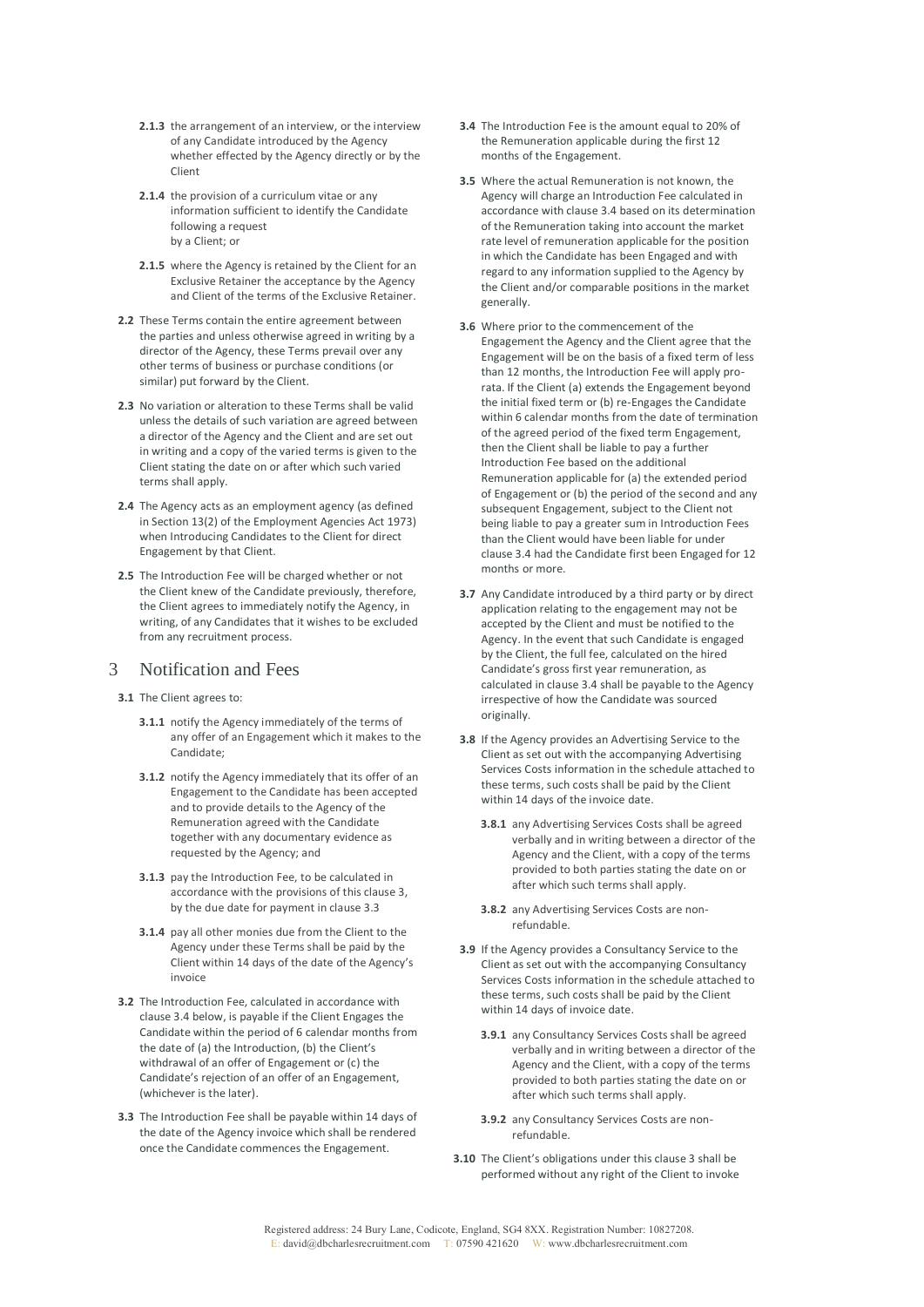**2.1.3** the arrangement of an interview, or the interview of any Candidate introduced by the Agency whether effected by the Agency directly or by the Client

**2.1.4** the provision of a curriculum vitae or any information sufficient to identify the Candidate following a request by a Client; or

**2.1.5** where the Agency is retained by the Client for an Exclusive Retainer the acceptance by the Agency and Client of the terms of the Exclusive Retainer.

**2.2** These Terms contain the entire agreement between the parties and unless otherwise agreed in writing by a director of the Agency, these Terms prevail over any other terms of business or purchase conditions (or similar) put forward by the Client.

**2.3** No variation or alteration to these Terms shall be valid unless the details of such variation are agreed between a director of the Agency and the Client and are set out in writing and a copy of the varied terms is given to the Client stating the date on or after which such varied terms shall apply.

**2.4** The Agency acts as an employment agency (as defined in Section 13(2) of the Employment Agencies Act 1973) when Introducing Candidates to the Client for direct Engagement by that Client.

**2.5** The Introduction Fee will be charged whether or not the Client knew of the Candidate previously, therefore, the Client agrees to immediately notify the Agency, in writing, of any Candidates that it wishes to be excluded from any recruitment process.

# 3 Notification and Fees

**3.1** The Client agrees to:

**3.1.1** notify the Agency immediately of the terms of any offer of an Engagement which it makes to the Candidate;

**3.1.2** notify the Agency immediately that its offer of an Engagement to the Candidate has been accepted and to provide details to the Agency of the Remuneration agreed with the Candidate together with any documentary evidence as requested by the Agency; and

**3.1.3** pay the Introduction Fee, to be calculated in accordance with the provisions of this clause 3, by the due date for payment in clause 3.3

**3.1.4** pay all other monies due from the Client to the Agency under these Terms shall be paid by the Client within 14 days of the date of the Agency's invoice

**3.2** The Introduction Fee, calculated in accordance with clause 3.4 below, is payable if the Client Engages the Candidate within the period of 6 calendar months from the date of (a) the Introduction, (b) the Client's withdrawal of an offer of Engagement or (c) the Candidate's rejection of an offer of an Engagement, (whichever is the later).

**3.3** The Introduction Fee shall be payable within 14 days of the date of the Agency invoice which shall be rendered once the Candidate commences the Engagement.

**3.4** The Introduction Fee is the amount equal to 20% of the Remuneration applicable during the first 12 months of the Engagement.

**3.5** Where the actual Remuneration is not known, the Agency will charge an Introduction Fee calculated in accordance with clause 3.4 based on its determination of the Remuneration taking into account the market rate level of remuneration applicable for the position in which the Candidate has been Engaged and with regard to any information supplied to the Agency by the Client and/or comparable positions in the market generally.

**3.6** Where prior to the commencement of the Engagement the Agency and the Client agree that the Engagement will be on the basis of a fixed term of less than 12 months, the Introduction Fee will apply pro-rata. If the Client (a) extends the Engagement beyond the initial fixed term or (b) re-Engages the Candidate within 6 calendar months from the date of termination of the agreed period of the fixed term Engagement, then the Client shall be liable to pay a further Introduction Fee based on the additional Remuneration applicable for (a) the extended period of Engagement or (b) the period of the second and any subsequent Engagement, subject to the Client not being liable to pay a greater sum in Introduction Fees than the Client would have been liable for under clause 3.4 had the Candidate first been Engaged for 12 months or more.

**3.7** Any Candidate introduced by a third party or by direct application relating to the engagement may not be accepted by the Client and must be notified to the Agency. In the event that such Candidate is engaged by the Client, the full fee, calculated on the hired Candidate's gross first year remuneration, as calculated in clause 3.4 shall be payable to the Agency irrespective of how the Candidate was sourced originally.

**3.8** If the Agency provides an Advertising Service to the Client as set out with the accompanying Advertising Services Costs information in the schedule attached to these terms, such costs shall be paid by the Client within 14 days of the invoice date.

**3.8.1** any Advertising Services Costs shall be agreed verbally and in writing between a director of the Agency and the Client, with a copy of the terms provided to both parties stating the date on or after which such terms shall apply.

**3.8.2** any Advertising Services Costs are non-refundable.

**3.9** If the Agency provides a Consultancy Service to the Client as set out with the accompanying Consultancy Services Costs information in the schedule attached to these terms, such costs shall be paid by the Client within 14 days of invoice date.

**3.9.1** any Consultancy Services Costs shall be agreed verbally and in writing between a director of the Agency and the Client, with a copy of the terms provided to both parties stating the date on or after which such terms shall apply.

**3.9.2** any Consultancy Services Costs are non-refundable.

**3.10** The Client's obligations under this clause 3 shall be performed without any right of the Client to invoke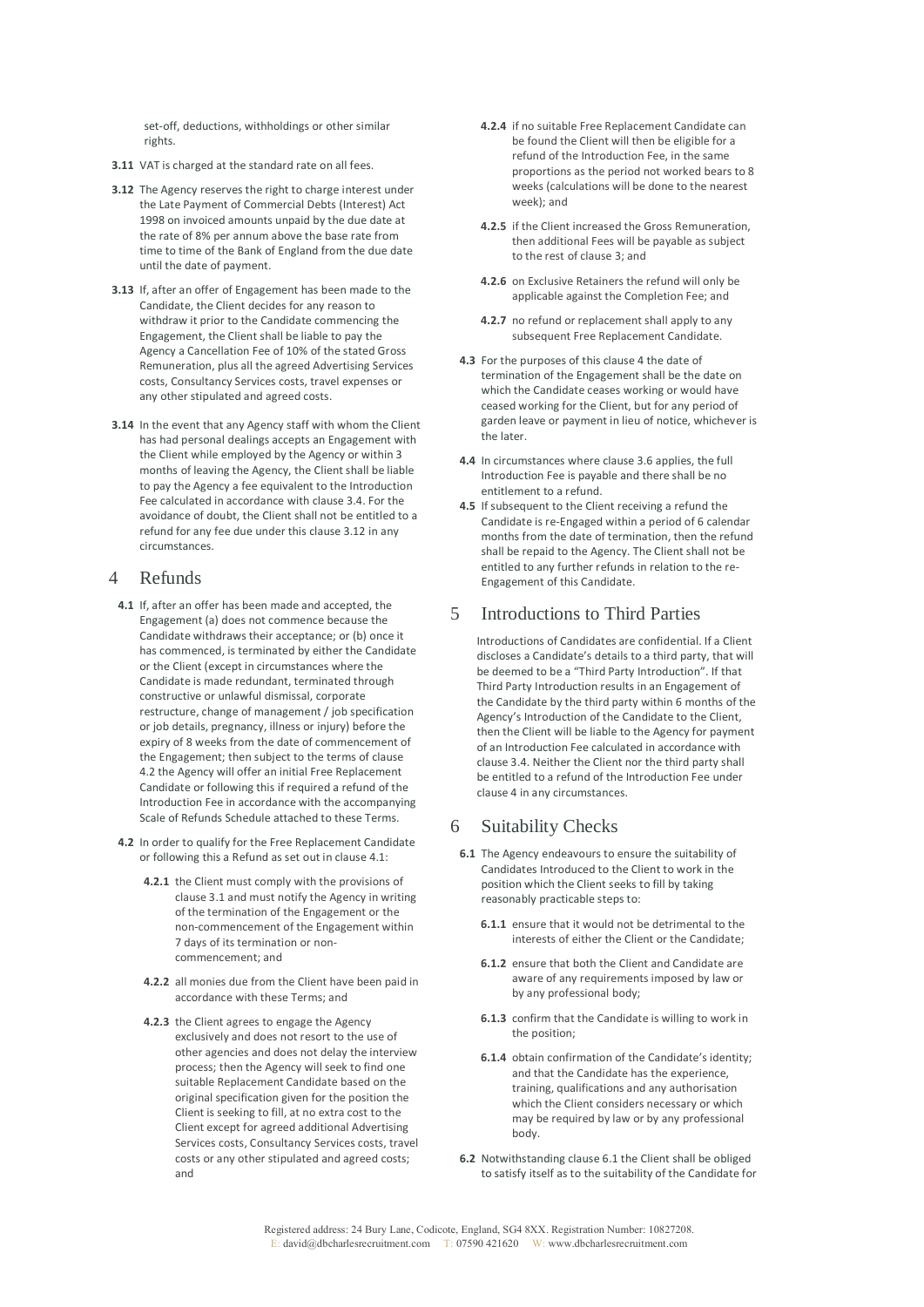set-off, deductions, withholdings or other similar rights.

**3.11** VAT is charged at the standard rate on all fees.

**3.12** The Agency reserves the right to charge interest under the Late Payment of Commercial Debts (Interest) Act 1998 on invoiced amounts unpaid by the due date at the rate of 8% per annum above the base rate from time to time of the Bank of England from the due date until the date of payment.

**3.13** If, after an offer of Engagement has been made to the Candidate, the Client decides for any reason to withdraw it prior to the Candidate commencing the Engagement, the Client shall be liable to pay the Agency a Cancellation Fee of 10% of the stated Gross Remuneration, plus all the agreed Advertising Services costs, Consultancy Services costs, travel expenses or any other stipulated and agreed costs.

**3.14** In the event that any Agency staff with whom the Client has had personal dealings accepts an Engagement with the Client while employed by the Agency or within 3 months of leaving the Agency, the Client shall be liable to pay the Agency a fee equivalent to the Introduction Fee calculated in accordance with clause 3.4. For the avoidance of doubt, the Client shall not be entitled to a refund for any fee due under this clause 3.12 in any circumstances.

## 4 Refunds

**4.1** If, after an offer has been made and accepted, the Engagement (a) does not commence because the Candidate withdraws their acceptance; or (b) once it has commenced, is terminated by either the Candidate or the Client (except in circumstances where the Candidate is made redundant, terminated through constructive or unlawful dismissal, corporate restructure, change of management / job specification or job details, pregnancy, illness or injury) before the expiry of 8 weeks from the date of commencement of the Engagement; then subject to the terms of clause 4.2 the Agency will offer an initial Free Replacement Candidate or following this if required a refund of the Introduction Fee in accordance with the accompanying Scale of Refunds Schedule attached to these Terms.

**4.2** In order to qualify for the Free Replacement Candidate or following this a Refund as set out in clause 4.1:

**4.2.1** the Client must comply with the provisions of clause 3.1 and must notify the Agency in writing of the termination of the Engagement or the non-commencement of the Engagement within 7 days of its termination or non-commencement; and

**4.2.2** all monies due from the Client have been paid in accordance with these Terms; and

**4.2.3** the Client agrees to engage the Agency exclusively and does not resort to the use of other agencies and does not delay the interview process; then the Agency will seek to find one suitable Replacement Candidate based on the original specification given for the position the Client is seeking to fill, at no extra cost to the Client except for agreed additional Advertising Services costs, Consultancy Services costs, travel costs or any other stipulated and agreed costs; and

**4.2.4** if no suitable Free Replacement Candidate can be found the Client will then be eligible for a refund of the Introduction Fee, in the same proportions as the period not worked bears to 8 weeks (calculations will be done to the nearest week); and

**4.2.5** if the Client increased the Gross Remuneration, then additional Fees will be payable as subject to the rest of clause 3; and

**4.2.6** on Exclusive Retainers the refund will only be applicable against the Completion Fee; and

**4.2.7** no refund or replacement shall apply to any subsequent Free Replacement Candidate.

**4.3** For the purposes of this clause 4 the date of termination of the Engagement shall be the date on which the Candidate ceases working or would have ceased working for the Client, but for any period of garden leave or payment in lieu of notice, whichever is the later.

**4.4** In circumstances where clause 3.6 applies, the full Introduction Fee is payable and there shall be no entitlement to a refund.

**4.5** If subsequent to the Client receiving a refund the Candidate is re-Engaged within a period of 6 calendar months from the date of termination, then the refund shall be repaid to the Agency. The Client shall not be entitled to any further refunds in relation to the re-Engagement of this Candidate.

## 5 Introductions to Third Parties

Introductions of Candidates are confidential. If a Client discloses a Candidate's details to a third party, that will be deemed to be a "Third Party Introduction". If that Third Party Introduction results in an Engagement of the Candidate by the third party within 6 months of the Agency's Introduction of the Candidate to the Client, then the Client will be liable to the Agency for payment of an Introduction Fee calculated in accordance with clause 3.4. Neither the Client nor the third party shall be entitled to a refund of the Introduction Fee under clause 4 in any circumstances.

## 6 Suitability Checks

**6.1** The Agency endeavours to ensure the suitability of Candidates Introduced to the Client to work in the position which the Client seeks to fill by taking reasonably practicable steps to:

**6.1.1** ensure that it would not be detrimental to the interests of either the Client or the Candidate;

**6.1.2** ensure that both the Client and Candidate are aware of any requirements imposed by law or by any professional body;

**6.1.3** confirm that the Candidate is willing to work in the position;

**6.1.4** obtain confirmation of the Candidate's identity; and that the Candidate has the experience, training, qualifications and any authorisation which the Client considers necessary or which may be required by law or by any professional body.

**6.2** Notwithstanding clause 6.1 the Client shall be obliged to satisfy itself as to the suitability of the Candidate for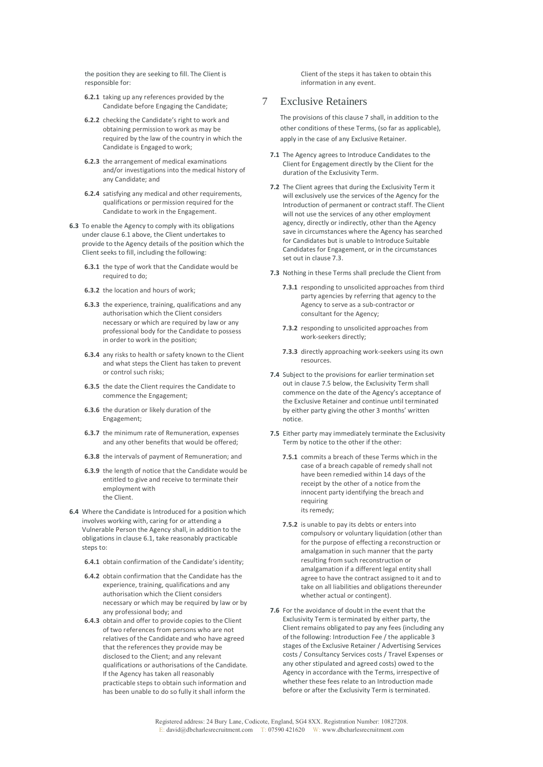the position they are seeking to fill. The Client is responsible for:

**6.2.1** taking up any references provided by the Candidate before Engaging the Candidate;

**6.2.2** checking the Candidate's right to work and obtaining permission to work as may be required by the law of the country in which the Candidate is Engaged to work;

**6.2.3** the arrangement of medical examinations and/or investigations into the medical history of any Candidate; and

**6.2.4** satisfying any medical and other requirements, qualifications or permission required for the Candidate to work in the Engagement.

**6.3** To enable the Agency to comply with its obligations under clause 6.1 above, the Client undertakes to provide to the Agency details of the position which the Client seeks to fill, including the following:

**6.3.1** the type of work that the Candidate would be required to do;

**6.3.2** the location and hours of work;

**6.3.3** the experience, training, qualifications and any authorisation which the Client considers necessary or which are required by law or any professional body for the Candidate to possess in order to work in the position;

**6.3.4** any risks to health or safety known to the Client and what steps the Client has taken to prevent or control such risks;

**6.3.5** the date the Client requires the Candidate to commence the Engagement;

**6.3.6** the duration or likely duration of the Engagement;

**6.3.7** the minimum rate of Remuneration, expenses and any other benefits that would be offered;

**6.3.8** the intervals of payment of Remuneration; and

**6.3.9** the length of notice that the Candidate would be entitled to give and receive to terminate their employment with the Client.

**6.4** Where the Candidate is Introduced for a position which involves working with, caring for or attending a Vulnerable Person the Agency shall, in addition to the obligations in clause 6.1, take reasonably practicable steps to:

**6.4.1** obtain confirmation of the Candidate's identity;

**6.4.2** obtain confirmation that the Candidate has the experience, training, qualifications and any authorisation which the Client considers necessary or which may be required by law or by any professional body; and

**6.4.3** obtain and offer to provide copies to the Client of two references from persons who are not relatives of the Candidate and who have agreed that the references they provide may be disclosed to the Client; and any relevant qualifications or authorisations of the Candidate. If the Agency has taken all reasonably practicable steps to obtain such information and has been unable to do so fully it shall inform the Client of the steps it has taken to obtain this information in any event.

# 7 Exclusive Retainers

The provisions of this clause 7 shall, in addition to the other conditions of these Terms, (so far as applicable), apply in the case of any Exclusive Retainer.

**7.1** The Agency agrees to Introduce Candidates to the Client for Engagement directly by the Client for the duration of the Exclusivity Term.

**7.2** The Client agrees that during the Exclusivity Term it will exclusively use the services of the Agency for the Introduction of permanent or contract staff. The Client will not use the services of any other employment agency, directly or indirectly, other than the Agency save in circumstances where the Agency has searched for Candidates but is unable to Introduce Suitable Candidates for Engagement, or in the circumstances set out in clause 7.3.

**7.3** Nothing in these Terms shall preclude the Client from

**7.3.1** responding to unsolicited approaches from third party agencies by referring that agency to the Agency to serve as a sub-contractor or consultant for the Agency;

**7.3.2** responding to unsolicited approaches from work-seekers directly;

**7.3.3** directly approaching work-seekers using its own resources.

**7.4** Subject to the provisions for earlier termination set out in clause 7.5 below, the Exclusivity Term shall commence on the date of the Agency's acceptance of the Exclusive Retainer and continue until terminated by either party giving the other 3 months' written notice.

**7.5** Either party may immediately terminate the Exclusivity Term by notice to the other if the other:

**7.5.1** commits a breach of these Terms which in the case of a breach capable of remedy shall not have been remedied within 14 days of the receipt by the other of a notice from the innocent party identifying the breach and requiring its remedy;

**7.5.2** is unable to pay its debts or enters into compulsory or voluntary liquidation (other than for the purpose of effecting a reconstruction or amalgamation in such manner that the party resulting from such reconstruction or amalgamation if a different legal entity shall agree to have the contract assigned to it and to take on all liabilities and obligations thereunder whether actual or contingent).

**7.6** For the avoidance of doubt in the event that the Exclusivity Term is terminated by either party, the Client remains obligated to pay any fees (including any of the following: Introduction Fee / the applicable 3 stages of the Exclusive Retainer / Advertising Services costs / Consultancy Services costs / Travel Expenses or any other stipulated and agreed costs) owed to the Agency in accordance with the Terms, irrespective of whether these fees relate to an Introduction made before or after the Exclusivity Term is terminated.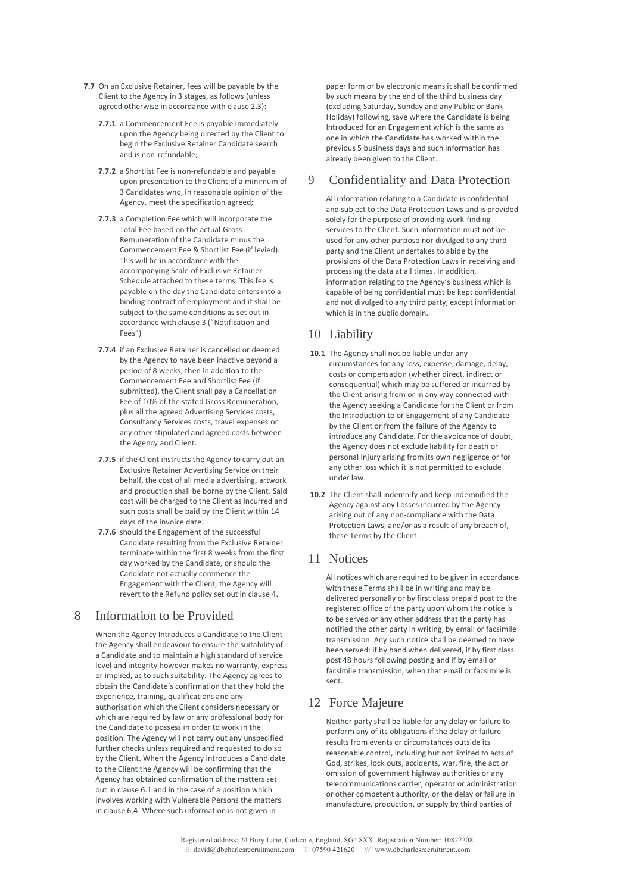**7.7** On an Exclusive Retainer, fees will be payable by the Client to the Agency in 3 stages, as follows (unless agreed otherwise in accordance with clause 2.3):

**7.7.1** a Commencement Fee is payable immediately upon the Agency being directed by the Client to begin the Exclusive Retainer Candidate search and is non-refundable;

**7.7.2** a Shortlist Fee is non-refundable and payable upon presentation to the Client of a minimum of 3 Candidates who, in reasonable opinion of the Agency, meet the specification agreed;

**7.7.3** a Completion Fee which will incorporate the Total Fee based on the actual Gross Remuneration of the Candidate minus the Commencement Fee & Shortlist Fee (if levied). This will be in accordance with the accompanying Scale of Exclusive Retainer Schedule attached to these terms. This fee is payable on the day the Candidate enters into a binding contract of employment and it shall be subject to the same conditions as set out in accordance with clause 3 ("Notification and Fees")

**7.7.4** if an Exclusive Retainer is cancelled or deemed by the Agency to have been inactive beyond a period of 8 weeks, then in addition to the Commencement Fee and Shortlist Fee (if submitted), the Client shall pay a Cancellation Fee of 10% of the stated Gross Remuneration, plus all the agreed Advertising Services costs, Consultancy Services costs, travel expenses or any other stipulated and agreed costs between the Agency and Client.

**7.7.5** if the Client instructs the Agency to carry out an Exclusive Retainer Advertising Service on their behalf, the cost of all media advertising, artwork and production shall be borne by the Client. Said cost will be charged to the Client as incurred and such costs shall be paid by the Client within 14 days of the invoice date.

**7.7.6** should the Engagement of the successful Candidate resulting from the Exclusive Retainer terminate within the first 8 weeks from the first day worked by the Candidate, or should the Candidate not actually commence the Engagement with the Client, the Agency will revert to the Refund policy set out in clause 4.

## 8 Information to be Provided

When the Agency Introduces a Candidate to the Client the Agency shall endeavour to ensure the suitability of a Candidate and to maintain a high standard of service level and integrity however makes no warranty, express or implied, as to such suitability. The Agency agrees to obtain the Candidate's confirmation that they hold the experience, training, qualifications and any authorisation which the Client considers necessary or which are required by law or any professional body for the Candidate to possess in order to work in the position. The Agency will not carry out any unspecified further checks unless required and requested to do so by the Client. When the Agency introduces a Candidate to the Client the Agency will be confirming that the Agency has obtained confirmation of the matters set out in clause 6.1 and in the case of a position which involves working with Vulnerable Persons the matters in clause 6.4. Where such information is not given in paper form or by electronic means it shall be confirmed by such means by the end of the third business day (excluding Saturday, Sunday and any Public or Bank Holiday) following, save where the Candidate is being Introduced for an Engagement which is the same as one in which the Candidate has worked within the previous 5 business days and such information has already been given to the Client.

## 9 Confidentiality and Data Protection

All information relating to a Candidate is confidential and subject to the Data Protection Laws and is provided solely for the purpose of providing work-finding services to the Client. Such information must not be used for any other purpose nor divulged to any third party and the Client undertakes to abide by the provisions of the Data Protection Laws in receiving and processing the data at all times. In addition, information relating to the Agency's business which is capable of being confidential must be kept confidential and not divulged to any third party, except information which is in the public domain.

## 10 Liability

**10.1** The Agency shall not be liable under any circumstances for any loss, expense, damage, delay, costs or compensation (whether direct, indirect or consequential) which may be suffered or incurred by the Client arising from or in any way connected with the Agency seeking a Candidate for the Client or from the Introduction to or Engagement of any Candidate by the Client or from the failure of the Agency to introduce any Candidate. For the avoidance of doubt, the Agency does not exclude liability for death or personal injury arising from its own negligence or for any other loss which it is not permitted to exclude under law.

**10.2** The Client shall indemnify and keep indemnified the Agency against any Losses incurred by the Agency arising out of any non-compliance with the Data Protection Laws, and/or as a result of any breach of, these Terms by the Client.

## 11 Notices

All notices which are required to be given in accordance with these Terms shall be in writing and may be delivered personally or by first class prepaid post to the registered office of the party upon whom the notice is to be served or any other address that the party has notified the other party in writing, by email or facsimile transmission. Any such notice shall be deemed to have been served: if by hand when delivered, if by first class post 48 hours following posting and if by email or facsimile transmission, when that email or facsimile is sent.

## 12 Force Majeure

Neither party shall be liable for any delay or failure to perform any of its obligations if the delay or failure results from events or circumstances outside its reasonable control, including but not limited to acts of God, strikes, lock outs, accidents, war, fire, the act or omission of government highway authorities or any telecommunications carrier, operator or administration or other competent authority, or the delay or failure in manufacture, production, or supply by third parties of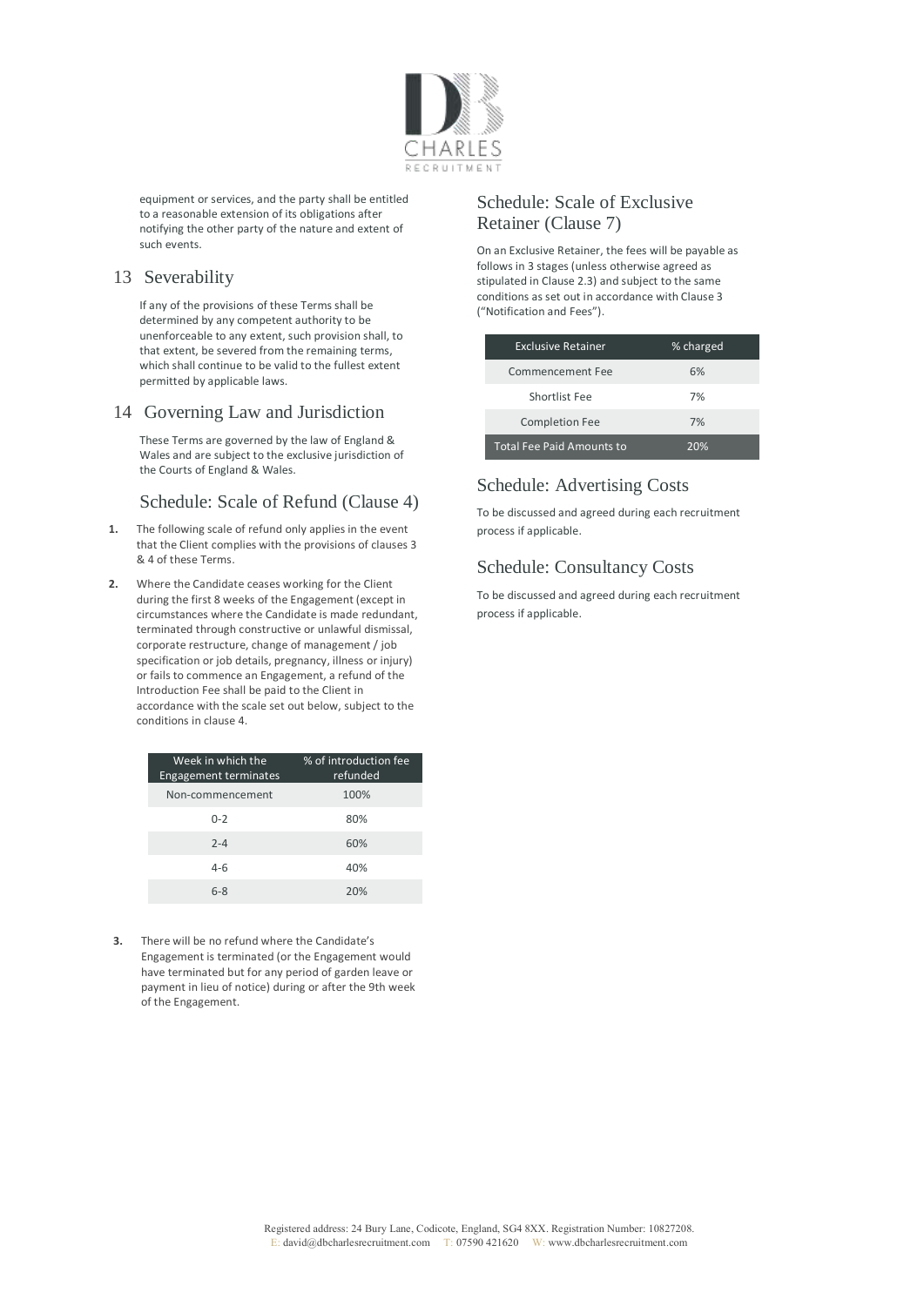equipment or services, and the party shall be entitled to a reasonable extension of its obligations after notifying the other party of the nature and extent of such events.

## 13 Severability

If any of the provisions of these Terms shall be determined by any competent authority to be unenforceable to any extent, such provision shall, to that extent, be severed from the remaining terms, which shall continue to be valid to the fullest extent permitted by applicable laws.

## 14 Governing Law and Jurisdiction

These Terms are governed by the law of England & Wales and are subject to the exclusive jurisdiction of the Courts of England & Wales.

## Schedule: Scale of Refund (Clause 4)

1. The following scale of refund only applies in the event that the Client complies with the provisions of clauses 3 & 4 of these Terms.
2. Where the Candidate ceases working for the Client during the first 8 weeks of the Engagement (except in circumstances where the Candidate is made redundant, terminated through constructive or unlawful dismissal, corporate restructure, change of management / job specification or job details, pregnancy, illness or injury) or fails to commence an Engagement, a refund of the Introduction Fee shall be paid to the Client in accordance with the scale set out below, subject to the conditions in clause 4.

| Week in which the Engagement terminates | % of introduction fee refunded |
|---|---|
| Non-commencement | 100% |
| 0-2 | 80% |
| 2-4 | 60% |
| 4-6 | 40% |
| 6-8 | 20% |

3. There will be no refund where the Candidate's Engagement is terminated (or the Engagement would have terminated but for any period of garden leave or payment in lieu of notice) during or after the 9th week of the Engagement.

## Schedule: Scale of Exclusive Retainer (Clause 7)

On an Exclusive Retainer, the fees will be payable as follows in 3 stages (unless otherwise agreed as stipulated in Clause 2.3) and subject to the same conditions as set out in accordance with Clause 3 ("Notification and Fees").

| Exclusive Retainer | % charged |
|---|---|
| Commencement Fee | 6% |
| Shortlist Fee | 7% |
| Completion Fee | 7% |
| Total Fee Paid Amounts to | 20% |

## Schedule: Advertising Costs

To be discussed and agreed during each recruitment process if applicable.

## Schedule: Consultancy Costs

To be discussed and agreed during each recruitment process if applicable.